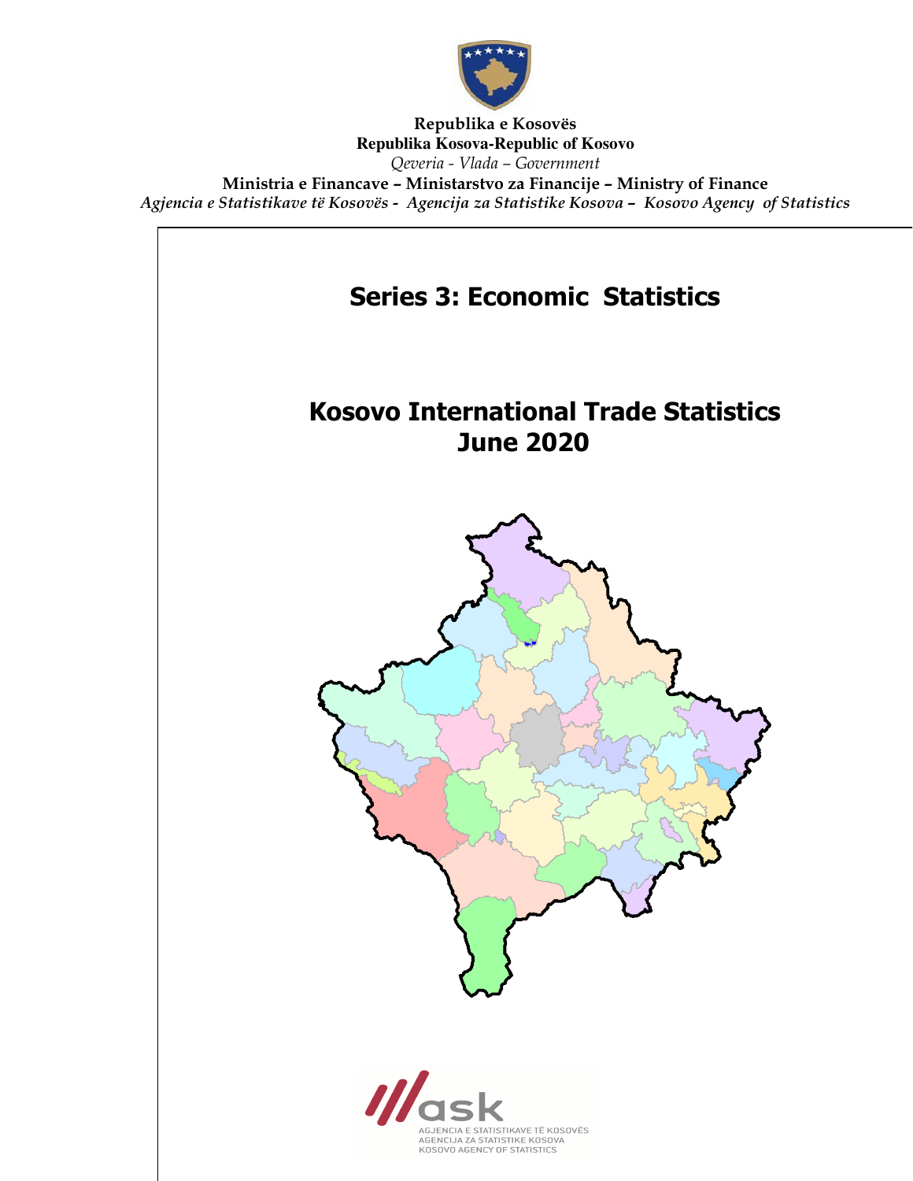**Republika e Kosovës**
**Republika Kosova-Republic of Kosovo**
*Qeveria - Vlada – Government*
**Ministria e Financave – Ministarstvo za Financije – Ministry of Finance**
*Agjencia e Statistikave të Kosovës - Agencija za Statistike Kosova – Kosovo Agency of Statistics*

# Series 3: Economic Statistics

# Kosovo International Trade Statistics
# June 2020

AGJENCIA E STATISTIKAVE TË KOSOVËS
AGENCIJA ZA STATISTIKE KOSOVA
KOSOVO AGENCY OF STATISTICS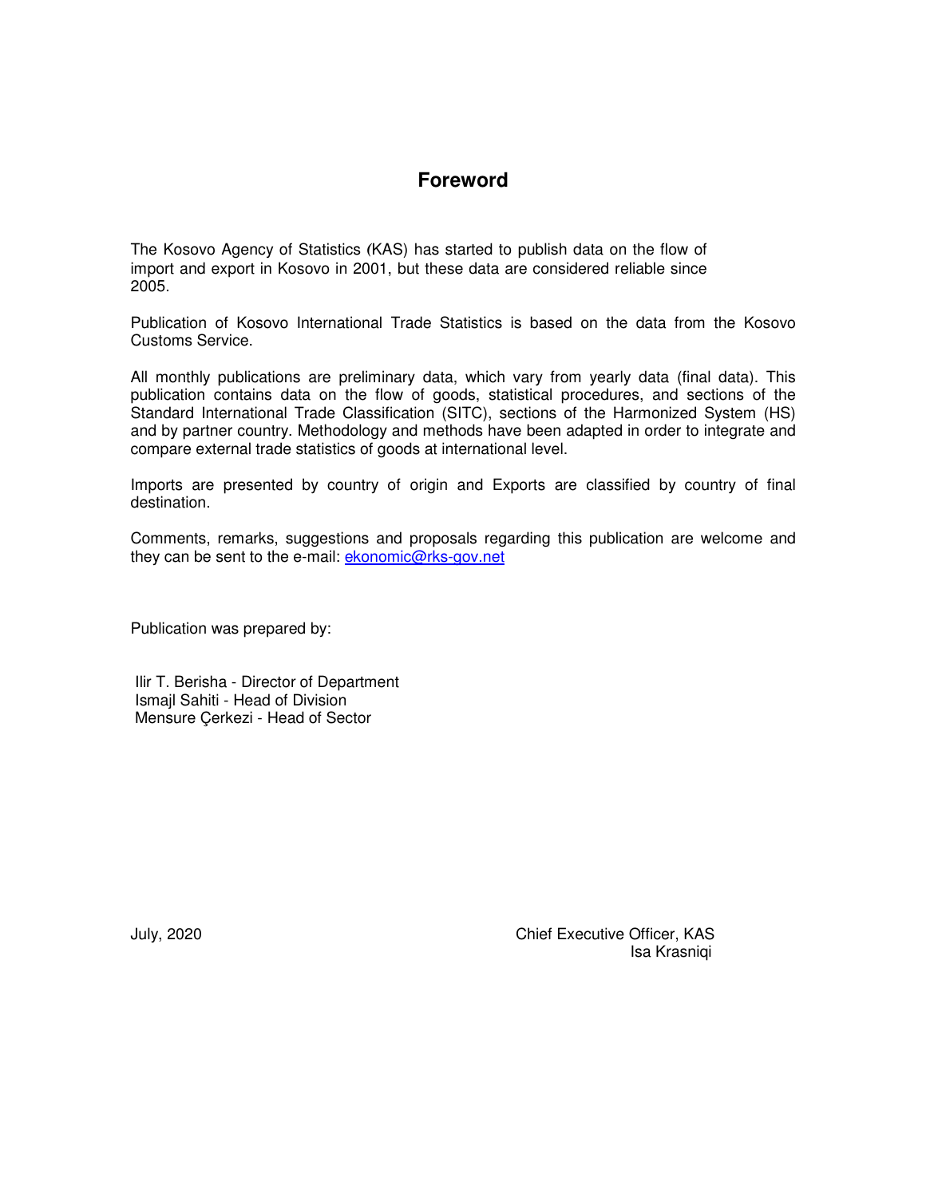# Foreword

The Kosovo Agency of Statistics (KAS) has started to publish data on the flow of import and export in Kosovo in 2001, but these data are considered reliable since 2005.

Publication of Kosovo International Trade Statistics is based on the data from the Kosovo Customs Service.

All monthly publications are preliminary data, which vary from yearly data (final data). This publication contains data on the flow of goods, statistical procedures, and sections of the Standard International Trade Classification (SITC), sections of the Harmonized System (HS) and by partner country. Methodology and methods have been adapted in order to integrate and compare external trade statistics of goods at international level.

Imports are presented by country of origin and Exports are classified by country of final destination.

Comments, remarks, suggestions and proposals regarding this publication are welcome and they can be sent to the e-mail: ekonomic@rks-gov.net

Publication was prepared by:

Ilir T. Berisha - Director of Department
Ismajl Sahiti - Head of Division
Mensure Çerkezi - Head of Sector

July, 2020

Chief Executive Officer, KAS
Isa Krasniqi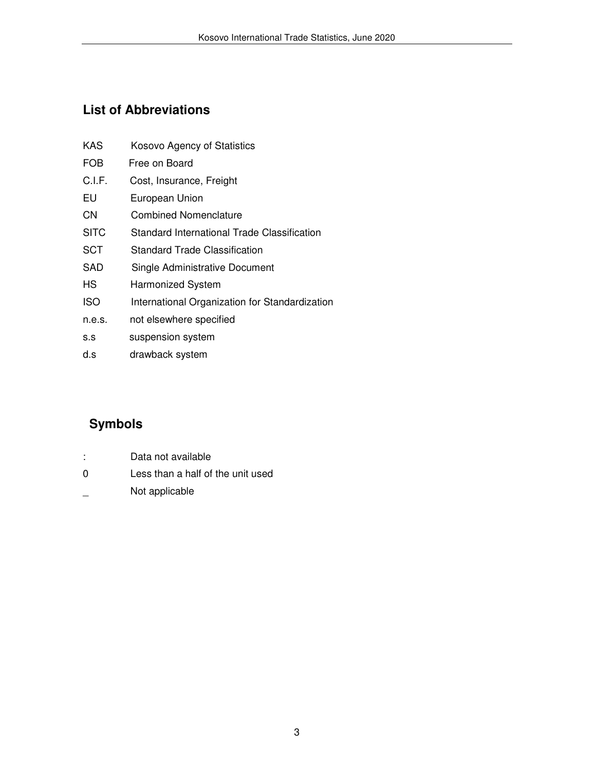## List of Abbreviations

| | |
|---|---|
| KAS | Kosovo Agency of Statistics |
| FOB | Free on Board |
| C.I.F. | Cost, Insurance, Freight |
| EU | European Union |
| CN | Combined Nomenclature |
| SITC | Standard International Trade Classification |
| SCT | Standard Trade Classification |
| SAD | Single Administrative Document |
| HS | Harmonized System |
| ISO | International Organization for Standardization |
| n.e.s. | not elsewhere specified |
| s.s | suspension system |
| d.s | drawback system |

## Symbols

| | |
|---|---|
| : | Data not available |
| 0 | Less than a half of the unit used |
| _ | Not applicable |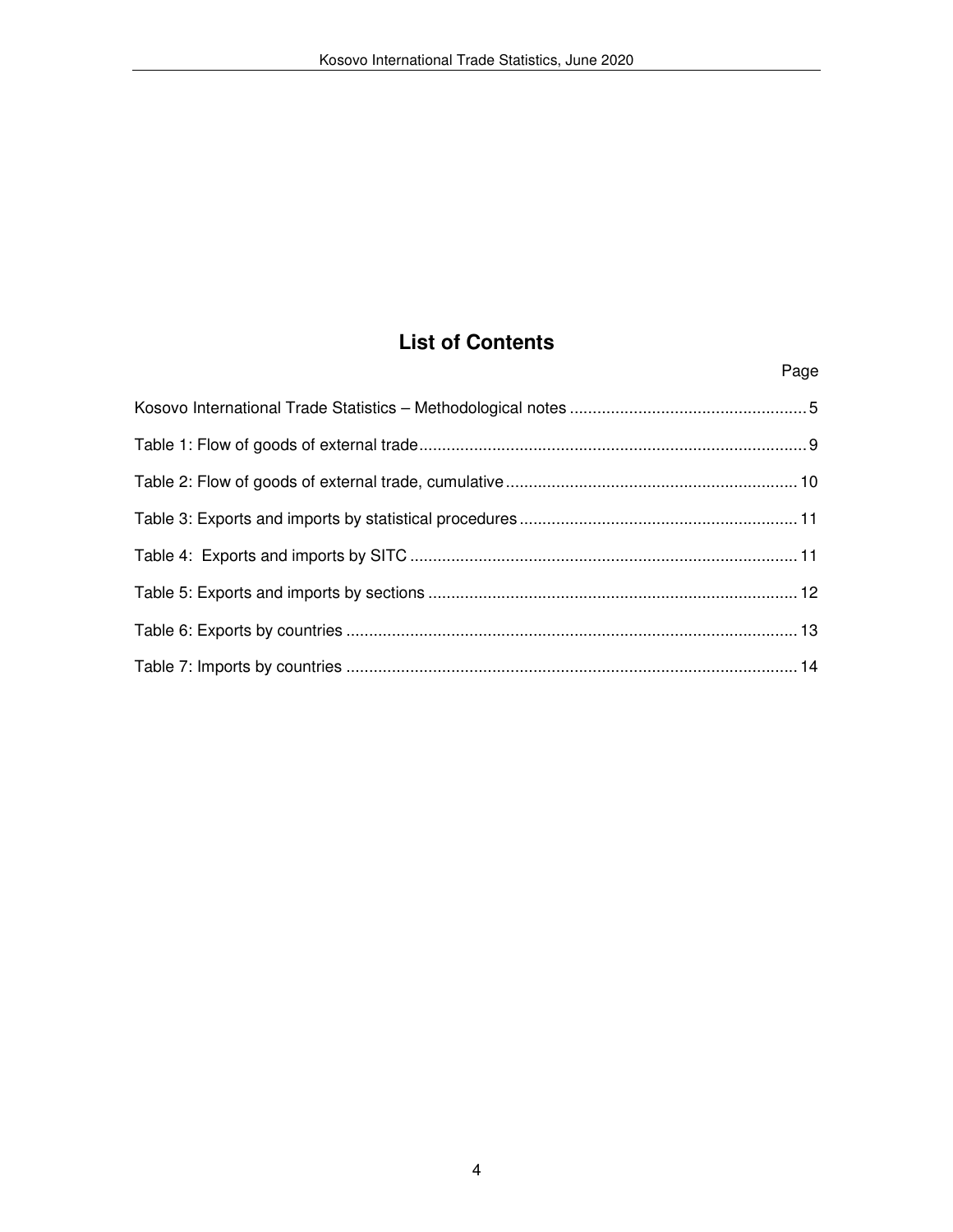## List of Contents

| | Page |
|---|---|
| Kosovo International Trade Statistics – Methodological notes | 5 |
| Table 1: Flow of goods of external trade | 9 |
| Table 2: Flow of goods of external trade, cumulative | 10 |
| Table 3: Exports and imports by statistical procedures | 11 |
| Table 4: Exports and imports by SITC | 11 |
| Table 5: Exports and imports by sections | 12 |
| Table 6: Exports by countries | 13 |
| Table 7: Imports by countries | 14 |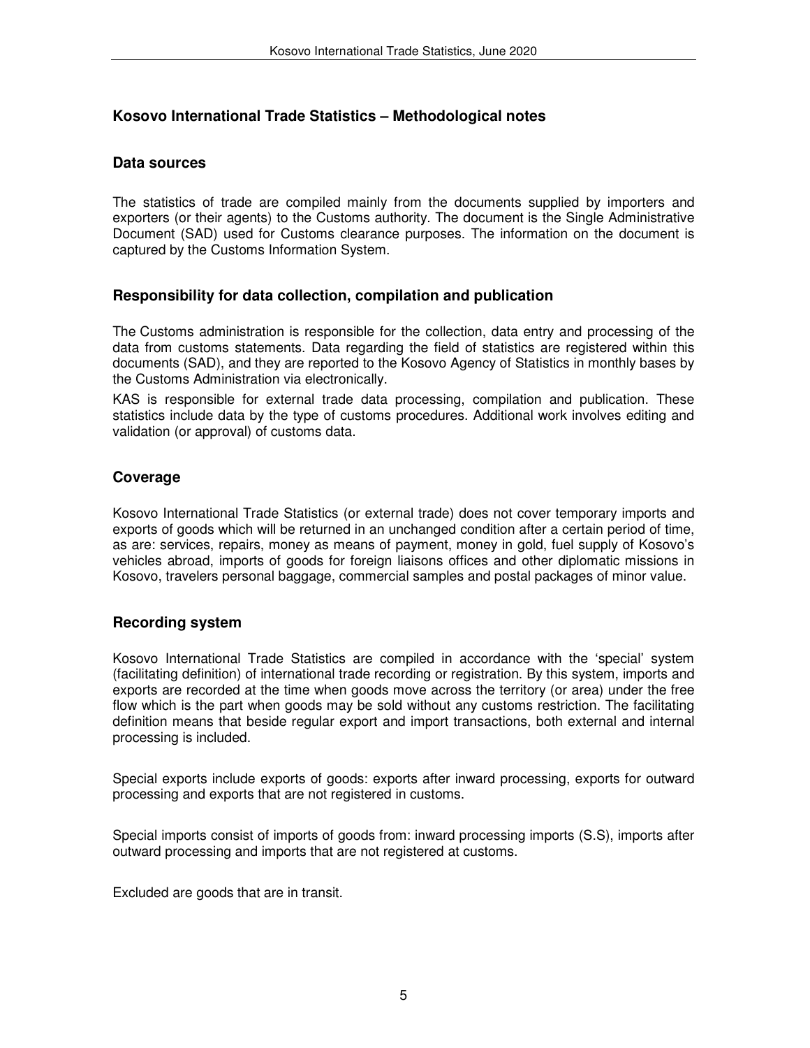## Kosovo International Trade Statistics – Methodological notes

### Data sources

The statistics of trade are compiled mainly from the documents supplied by importers and exporters (or their agents) to the Customs authority. The document is the Single Administrative Document (SAD) used for Customs clearance purposes. The information on the document is captured by the Customs Information System.

### Responsibility for data collection, compilation and publication

The Customs administration is responsible for the collection, data entry and processing of the data from customs statements. Data regarding the field of statistics are registered within this documents (SAD), and they are reported to the Kosovo Agency of Statistics in monthly bases by the Customs Administration via electronically.

KAS is responsible for external trade data processing, compilation and publication. These statistics include data by the type of customs procedures. Additional work involves editing and validation (or approval) of customs data.

### Coverage

Kosovo International Trade Statistics (or external trade) does not cover temporary imports and exports of goods which will be returned in an unchanged condition after a certain period of time, as are: services, repairs, money as means of payment, money in gold, fuel supply of Kosovo's vehicles abroad, imports of goods for foreign liaisons offices and other diplomatic missions in Kosovo, travelers personal baggage, commercial samples and postal packages of minor value.

### Recording system

Kosovo International Trade Statistics are compiled in accordance with the 'special' system (facilitating definition) of international trade recording or registration. By this system, imports and exports are recorded at the time when goods move across the territory (or area) under the free flow which is the part when goods may be sold without any customs restriction. The facilitating definition means that beside regular export and import transactions, both external and internal processing is included.

Special exports include exports of goods: exports after inward processing, exports for outward processing and exports that are not registered in customs.

Special imports consist of imports of goods from: inward processing imports (S.S), imports after outward processing and imports that are not registered at customs.

Excluded are goods that are in transit.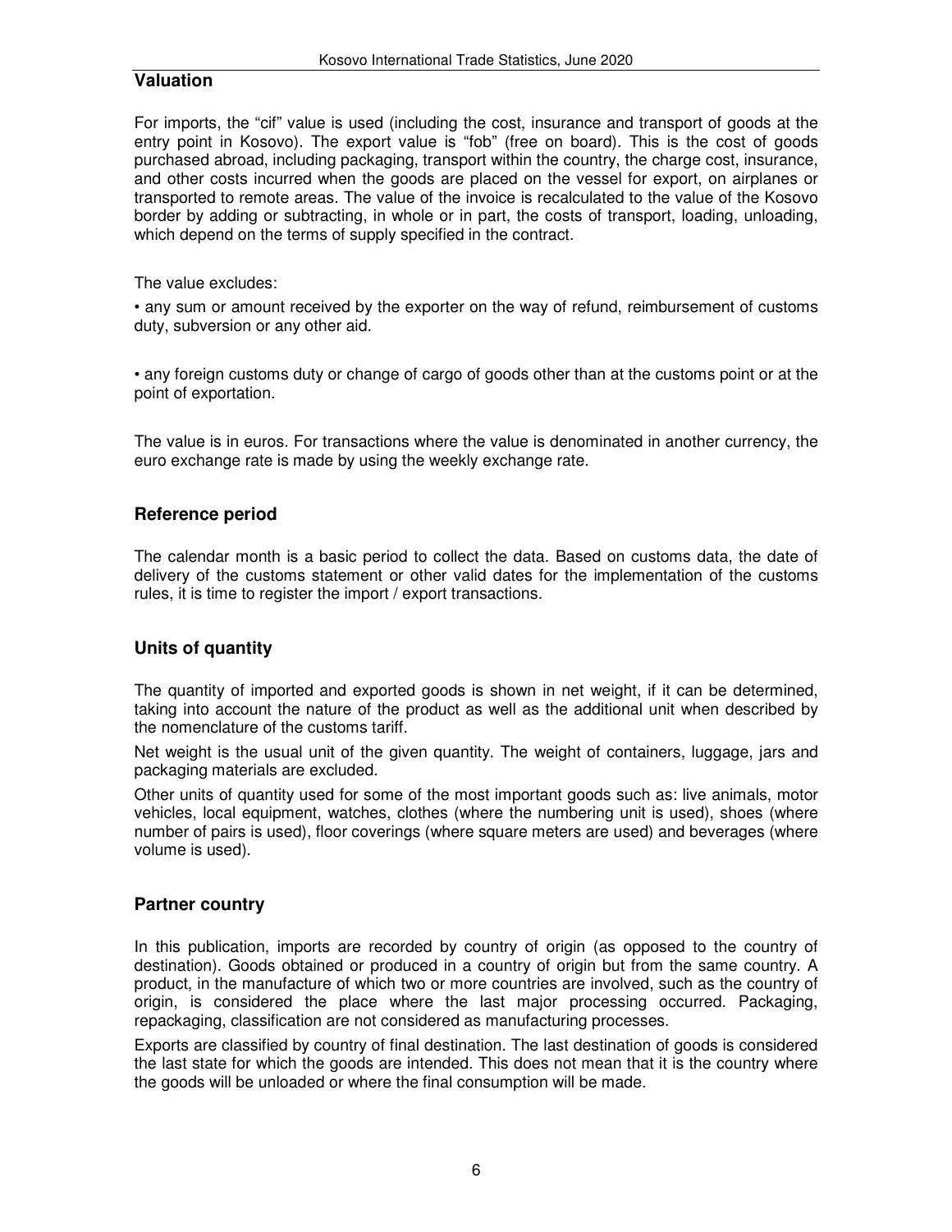## Valuation

For imports, the "cif" value is used (including the cost, insurance and transport of goods at the entry point in Kosovo). The export value is "fob" (free on board). This is the cost of goods purchased abroad, including packaging, transport within the country, the charge cost, insurance, and other costs incurred when the goods are placed on the vessel for export, on airplanes or transported to remote areas. The value of the invoice is recalculated to the value of the Kosovo border by adding or subtracting, in whole or in part, the costs of transport, loading, unloading, which depend on the terms of supply specified in the contract.

The value excludes:

• any sum or amount received by the exporter on the way of refund, reimbursement of customs duty, subversion or any other aid.

• any foreign customs duty or change of cargo of goods other than at the customs point or at the point of exportation.

The value is in euros. For transactions where the value is denominated in another currency, the euro exchange rate is made by using the weekly exchange rate.

## Reference period

The calendar month is a basic period to collect the data. Based on customs data, the date of delivery of the customs statement or other valid dates for the implementation of the customs rules, it is time to register the import / export transactions.

## Units of quantity

The quantity of imported and exported goods is shown in net weight, if it can be determined, taking into account the nature of the product as well as the additional unit when described by the nomenclature of the customs tariff.

Net weight is the usual unit of the given quantity. The weight of containers, luggage, jars and packaging materials are excluded.

Other units of quantity used for some of the most important goods such as: live animals, motor vehicles, local equipment, watches, clothes (where the numbering unit is used), shoes (where number of pairs is used), floor coverings (where square meters are used) and beverages (where volume is used).

## Partner country

In this publication, imports are recorded by country of origin (as opposed to the country of destination). Goods obtained or produced in a country of origin but from the same country. A product, in the manufacture of which two or more countries are involved, such as the country of origin, is considered the place where the last major processing occurred. Packaging, repackaging, classification are not considered as manufacturing processes.

Exports are classified by country of final destination. The last destination of goods is considered the last state for which the goods are intended. This does not mean that it is the country where the goods will be unloaded or where the final consumption will be made.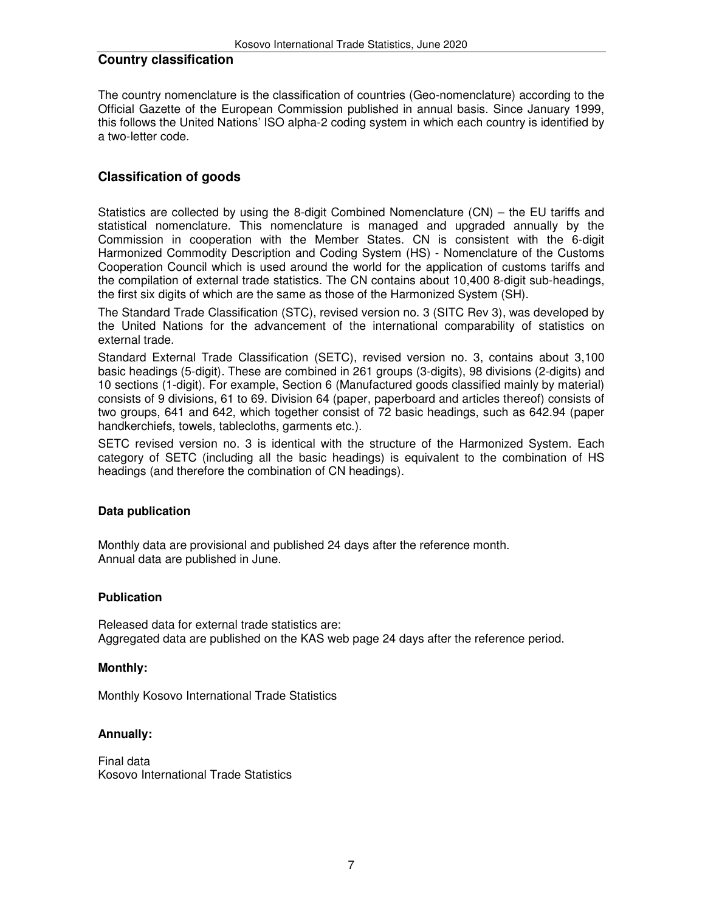## Country classification

The country nomenclature is the classification of countries (Geo-nomenclature) according to the Official Gazette of the European Commission published in annual basis. Since January 1999, this follows the United Nations' ISO alpha-2 coding system in which each country is identified by a two-letter code.

## Classification of goods

Statistics are collected by using the 8-digit Combined Nomenclature (CN) – the EU tariffs and statistical nomenclature. This nomenclature is managed and upgraded annually by the Commission in cooperation with the Member States. CN is consistent with the 6-digit Harmonized Commodity Description and Coding System (HS) - Nomenclature of the Customs Cooperation Council which is used around the world for the application of customs tariffs and the compilation of external trade statistics. The CN contains about 10,400 8-digit sub-headings, the first six digits of which are the same as those of the Harmonized System (SH).

The Standard Trade Classification (STC), revised version no. 3 (SITC Rev 3), was developed by the United Nations for the advancement of the international comparability of statistics on external trade.

Standard External Trade Classification (SETC), revised version no. 3, contains about 3,100 basic headings (5-digit). These are combined in 261 groups (3-digits), 98 divisions (2-digits) and 10 sections (1-digit). For example, Section 6 (Manufactured goods classified mainly by material) consists of 9 divisions, 61 to 69. Division 64 (paper, paperboard and articles thereof) consists of two groups, 641 and 642, which together consist of 72 basic headings, such as 642.94 (paper handkerchiefs, towels, tablecloths, garments etc.).

SETC revised version no. 3 is identical with the structure of the Harmonized System. Each category of SETC (including all the basic headings) is equivalent to the combination of HS headings (and therefore the combination of CN headings).

### Data publication

Monthly data are provisional and published 24 days after the reference month.
Annual data are published in June.

### Publication

Released data for external trade statistics are:
Aggregated data are published on the KAS web page 24 days after the reference period.

### Monthly:

Monthly Kosovo International Trade Statistics

### Annually:

Final data
Kosovo International Trade Statistics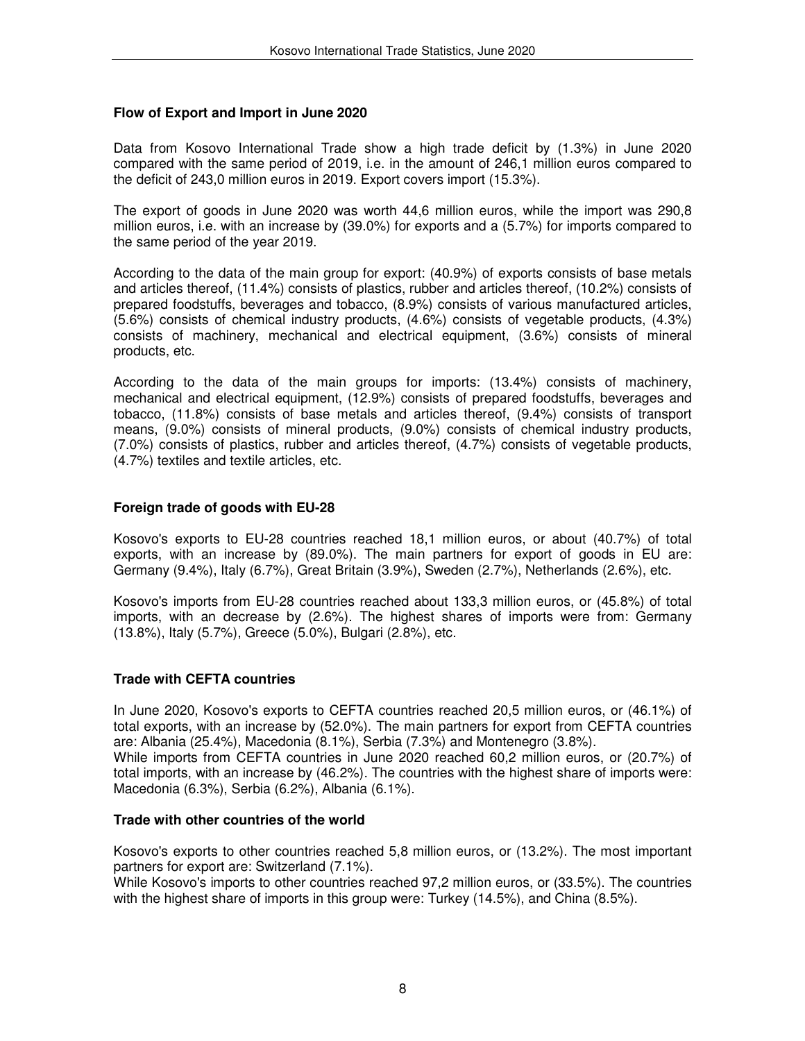### Flow of Export and Import in June 2020

Data from Kosovo International Trade show a high trade deficit by (1.3%) in June 2020 compared with the same period of 2019, i.e. in the amount of 246,1 million euros compared to the deficit of 243,0 million euros in 2019. Export covers import (15.3%).

The export of goods in June 2020 was worth 44,6 million euros, while the import was 290,8 million euros, i.e. with an increase by (39.0%) for exports and a (5.7%) for imports compared to the same period of the year 2019.

According to the data of the main group for export: (40.9%) of exports consists of base metals and articles thereof, (11.4%) consists of plastics, rubber and articles thereof, (10.2%) consists of prepared foodstuffs, beverages and tobacco, (8.9%) consists of various manufactured articles, (5.6%) consists of chemical industry products, (4.6%) consists of vegetable products, (4.3%) consists of machinery, mechanical and electrical equipment, (3.6%) consists of mineral products, etc.

According to the data of the main groups for imports: (13.4%) consists of machinery, mechanical and electrical equipment, (12.9%) consists of prepared foodstuffs, beverages and tobacco, (11.8%) consists of base metals and articles thereof, (9.4%) consists of transport means, (9.0%) consists of mineral products, (9.0%) consists of chemical industry products, (7.0%) consists of plastics, rubber and articles thereof, (4.7%) consists of vegetable products, (4.7%) textiles and textile articles, etc.

### Foreign trade of goods with EU-28

Kosovo's exports to EU-28 countries reached 18,1 million euros, or about (40.7%) of total exports, with an increase by (89.0%). The main partners for export of goods in EU are: Germany (9.4%), Italy (6.7%), Great Britain (3.9%), Sweden (2.7%), Netherlands (2.6%), etc.

Kosovo's imports from EU-28 countries reached about 133,3 million euros, or (45.8%) of total imports, with an decrease by (2.6%). The highest shares of imports were from: Germany (13.8%), Italy (5.7%), Greece (5.0%), Bulgari (2.8%), etc.

### Trade with CEFTA countries

In June 2020, Kosovo's exports to CEFTA countries reached 20,5 million euros, or (46.1%) of total exports, with an increase by (52.0%). The main partners for export from CEFTA countries are: Albania (25.4%), Macedonia (8.1%), Serbia (7.3%) and Montenegro (3.8%).
While imports from CEFTA countries in June 2020 reached 60,2 million euros, or (20.7%) of total imports, with an increase by (46.2%). The countries with the highest share of imports were: Macedonia (6.3%), Serbia (6.2%), Albania (6.1%).

### Trade with other countries of the world

Kosovo's exports to other countries reached 5,8 million euros, or (13.2%). The most important partners for export are: Switzerland (7.1%).
While Kosovo's imports to other countries reached 97,2 million euros, or (33.5%). The countries with the highest share of imports in this group were: Turkey (14.5%), and China (8.5%).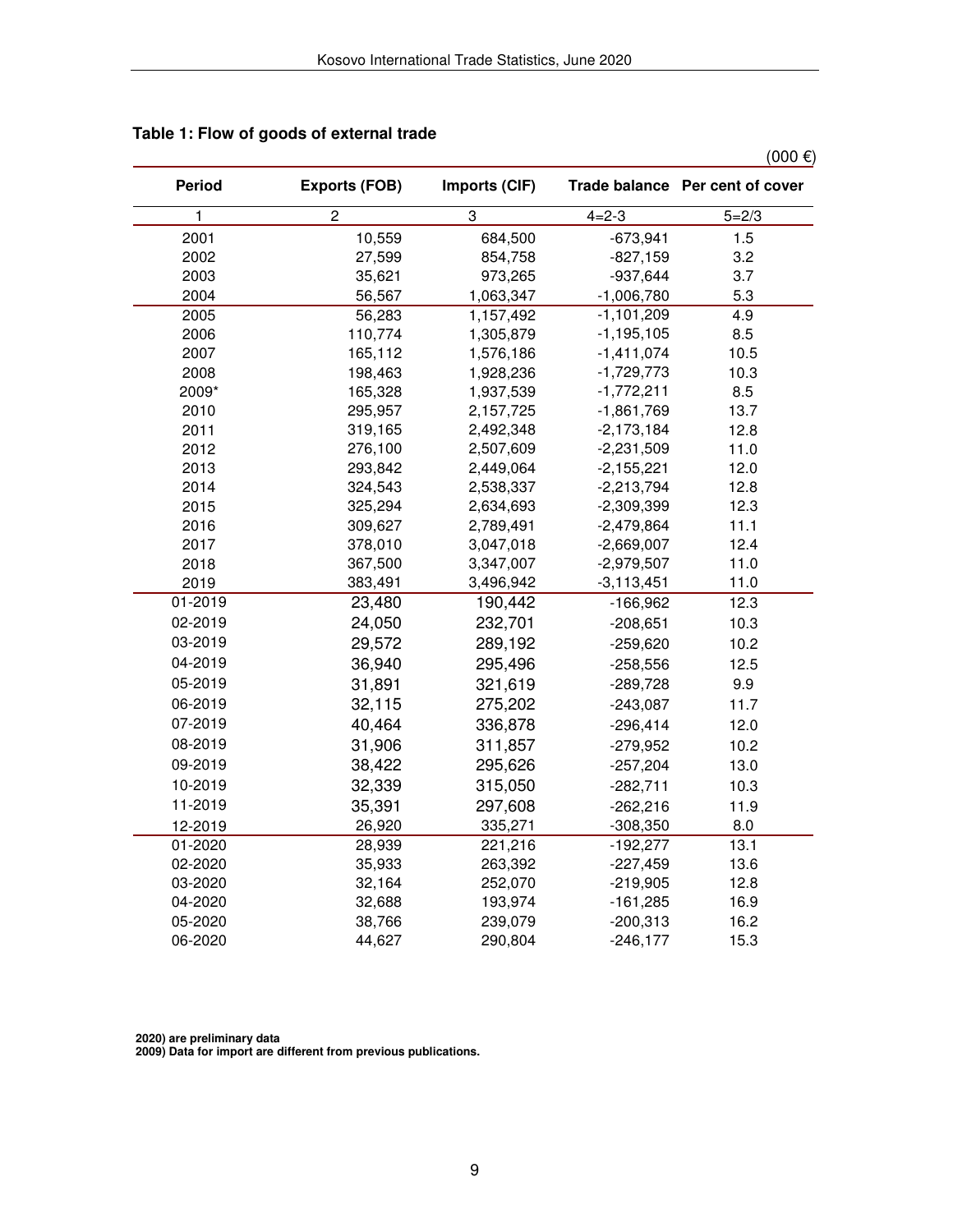**Table 1: Flow of goods of external trade**

(000 €)

| Period | Exports (FOB) | Imports (CIF) | Trade balance | Per cent of cover |
|---|---|---|---|---|
| 1 | 2 | 3 | 4=2-3 | 5=2/3 |
| 2001 | 10,559 | 684,500 | -673,941 | 1.5 |
| 2002 | 27,599 | 854,758 | -827,159 | 3.2 |
| 2003 | 35,621 | 973,265 | -937,644 | 3.7 |
| 2004 | 56,567 | 1,063,347 | -1,006,780 | 5.3 |
| 2005 | 56,283 | 1,157,492 | -1,101,209 | 4.9 |
| 2006 | 110,774 | 1,305,879 | -1,195,105 | 8.5 |
| 2007 | 165,112 | 1,576,186 | -1,411,074 | 10.5 |
| 2008 | 198,463 | 1,928,236 | -1,729,773 | 10.3 |
| 2009* | 165,328 | 1,937,539 | -1,772,211 | 8.5 |
| 2010 | 295,957 | 2,157,725 | -1,861,769 | 13.7 |
| 2011 | 319,165 | 2,492,348 | -2,173,184 | 12.8 |
| 2012 | 276,100 | 2,507,609 | -2,231,509 | 11.0 |
| 2013 | 293,842 | 2,449,064 | -2,155,221 | 12.0 |
| 2014 | 324,543 | 2,538,337 | -2,213,794 | 12.8 |
| 2015 | 325,294 | 2,634,693 | -2,309,399 | 12.3 |
| 2016 | 309,627 | 2,789,491 | -2,479,864 | 11.1 |
| 2017 | 378,010 | 3,047,018 | -2,669,007 | 12.4 |
| 2018 | 367,500 | 3,347,007 | -2,979,507 | 11.0 |
| 2019 | 383,491 | 3,496,942 | -3,113,451 | 11.0 |
| 01-2019 | 23,480 | 190,442 | -166,962 | 12.3 |
| 02-2019 | 24,050 | 232,701 | -208,651 | 10.3 |
| 03-2019 | 29,572 | 289,192 | -259,620 | 10.2 |
| 04-2019 | 36,940 | 295,496 | -258,556 | 12.5 |
| 05-2019 | 31,891 | 321,619 | -289,728 | 9.9 |
| 06-2019 | 32,115 | 275,202 | -243,087 | 11.7 |
| 07-2019 | 40,464 | 336,878 | -296,414 | 12.0 |
| 08-2019 | 31,906 | 311,857 | -279,952 | 10.2 |
| 09-2019 | 38,422 | 295,626 | -257,204 | 13.0 |
| 10-2019 | 32,339 | 315,050 | -282,711 | 10.3 |
| 11-2019 | 35,391 | 297,608 | -262,216 | 11.9 |
| 12-2019 | 26,920 | 335,271 | -308,350 | 8.0 |
| 01-2020 | 28,939 | 221,216 | -192,277 | 13.1 |
| 02-2020 | 35,933 | 263,392 | -227,459 | 13.6 |
| 03-2020 | 32,164 | 252,070 | -219,905 | 12.8 |
| 04-2020 | 32,688 | 193,974 | -161,285 | 16.9 |
| 05-2020 | 38,766 | 239,079 | -200,313 | 16.2 |
| 06-2020 | 44,627 | 290,804 | -246,177 | 15.3 |

**2020) are preliminary data**
**2009) Data for import are different from previous publications.**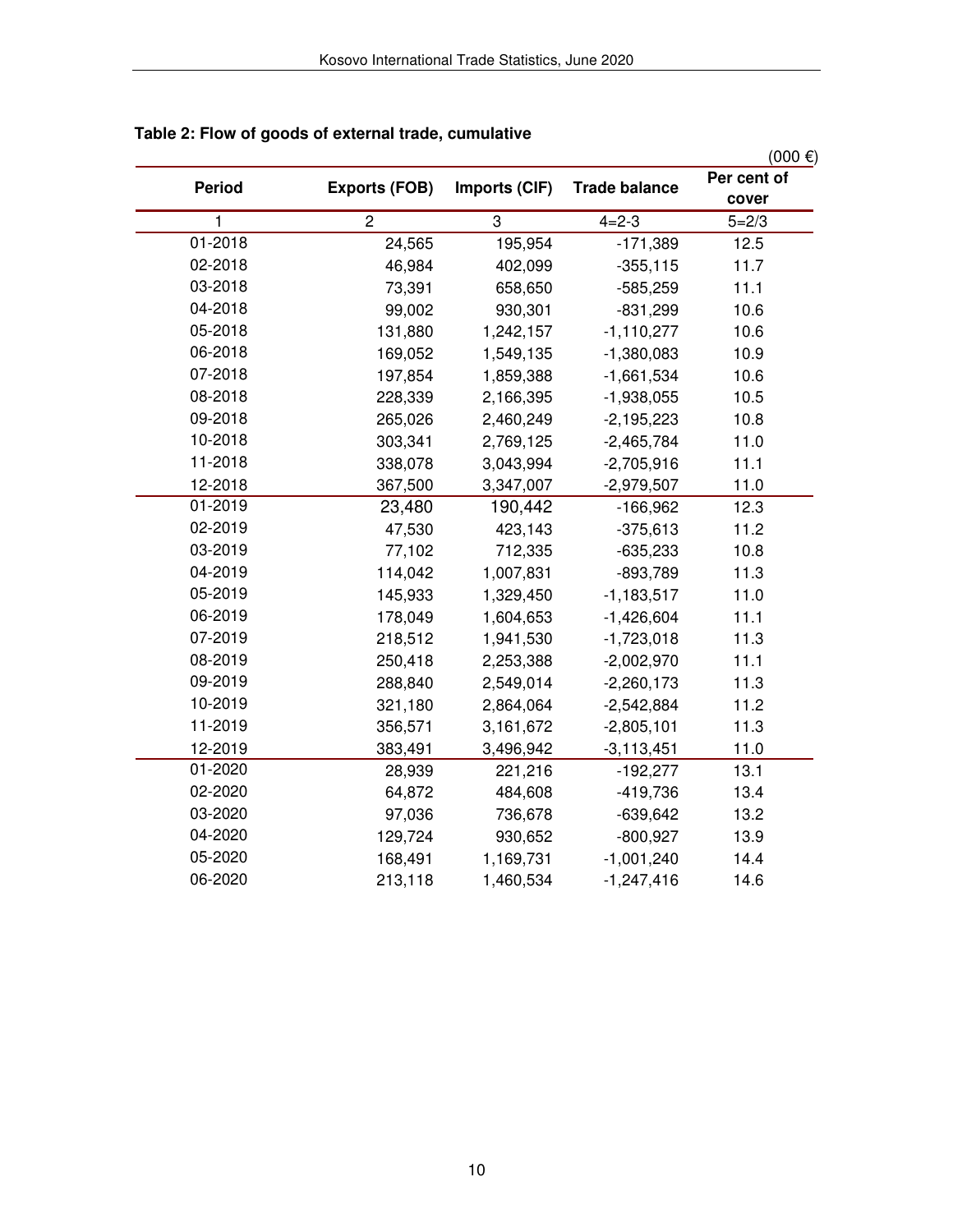**Table 2: Flow of goods of external trade, cumulative**

(000 €)

| Period | Exports (FOB) | Imports (CIF) | Trade balance | Per cent of cover |
|---|---|---|---|---|
| 1 | 2 | 3 | 4=2-3 | 5=2/3 |
| 01-2018 | 24,565 | 195,954 | -171,389 | 12.5 |
| 02-2018 | 46,984 | 402,099 | -355,115 | 11.7 |
| 03-2018 | 73,391 | 658,650 | -585,259 | 11.1 |
| 04-2018 | 99,002 | 930,301 | -831,299 | 10.6 |
| 05-2018 | 131,880 | 1,242,157 | -1,110,277 | 10.6 |
| 06-2018 | 169,052 | 1,549,135 | -1,380,083 | 10.9 |
| 07-2018 | 197,854 | 1,859,388 | -1,661,534 | 10.6 |
| 08-2018 | 228,339 | 2,166,395 | -1,938,055 | 10.5 |
| 09-2018 | 265,026 | 2,460,249 | -2,195,223 | 10.8 |
| 10-2018 | 303,341 | 2,769,125 | -2,465,784 | 11.0 |
| 11-2018 | 338,078 | 3,043,994 | -2,705,916 | 11.1 |
| 12-2018 | 367,500 | 3,347,007 | -2,979,507 | 11.0 |
| 01-2019 | 23,480 | 190,442 | -166,962 | 12.3 |
| 02-2019 | 47,530 | 423,143 | -375,613 | 11.2 |
| 03-2019 | 77,102 | 712,335 | -635,233 | 10.8 |
| 04-2019 | 114,042 | 1,007,831 | -893,789 | 11.3 |
| 05-2019 | 145,933 | 1,329,450 | -1,183,517 | 11.0 |
| 06-2019 | 178,049 | 1,604,653 | -1,426,604 | 11.1 |
| 07-2019 | 218,512 | 1,941,530 | -1,723,018 | 11.3 |
| 08-2019 | 250,418 | 2,253,388 | -2,002,970 | 11.1 |
| 09-2019 | 288,840 | 2,549,014 | -2,260,173 | 11.3 |
| 10-2019 | 321,180 | 2,864,064 | -2,542,884 | 11.2 |
| 11-2019 | 356,571 | 3,161,672 | -2,805,101 | 11.3 |
| 12-2019 | 383,491 | 3,496,942 | -3,113,451 | 11.0 |
| 01-2020 | 28,939 | 221,216 | -192,277 | 13.1 |
| 02-2020 | 64,872 | 484,608 | -419,736 | 13.4 |
| 03-2020 | 97,036 | 736,678 | -639,642 | 13.2 |
| 04-2020 | 129,724 | 930,652 | -800,927 | 13.9 |
| 05-2020 | 168,491 | 1,169,731 | -1,001,240 | 14.4 |
| 06-2020 | 213,118 | 1,460,534 | -1,247,416 | 14.6 |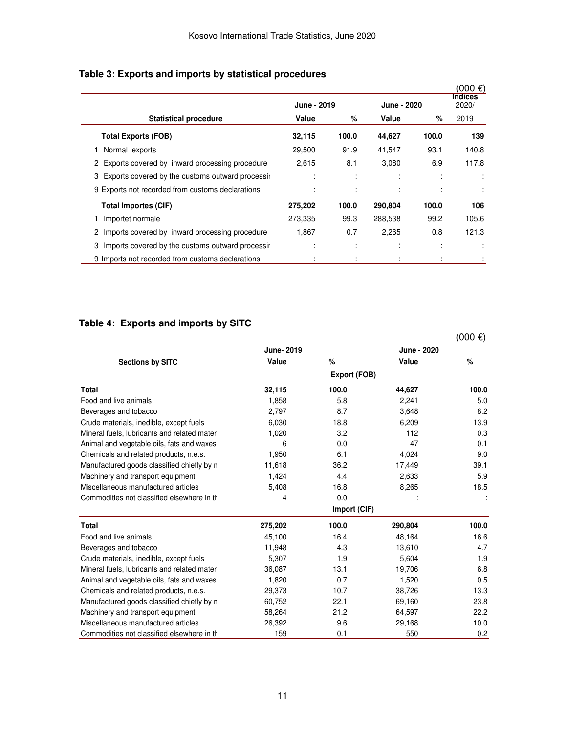## Table 3: Exports and imports by statistical procedures

(000 €)

| Statistical procedure | June - 2019 Value | June - 2019 % | June - 2020 Value | June - 2020 % | Indices 2020/ 2019 |
|---|---|---|---|---|---|
| **Total Exports (FOB)** | **32,115** | **100.0** | **44,627** | **100.0** | **139** |
| 1 Normal exports | 29,500 | 91.9 | 41,547 | 93.1 | 140.8 |
| 2 Exports covered by inward processing procedure | 2,615 | 8.1 | 3,080 | 6.9 | 117.8 |
| 3 Exports covered by the customs outward processir | : | : | : | : | : |
| 9 Exports not recorded from customs declarations | : | : | : | : | : |
| **Total Importes (CIF)** | **275,202** | **100.0** | **290,804** | **100.0** | **106** |
| 1 Importet normale | 273,335 | 99.3 | 288,538 | 99.2 | 105.6 |
| 2 Imports covered by inward processing procedure | 1,867 | 0.7 | 2,265 | 0.8 | 121.3 |
| 3 Imports covered by the customs outward processir | : | : | : | : | : |
| 9 Imports not recorded from customs declarations | : | : | : | : | : |

## Table 4: Exports and imports by SITC

(000 €)

| Sections by SITC | June- 2019 Value | % | June - 2020 Value | % |
|---|---|---|---|---|
| | | **Export (FOB)** | | |
| **Total** | **32,115** | **100.0** | **44,627** | **100.0** |
| Food and live animals | 1,858 | 5.8 | 2,241 | 5.0 |
| Beverages and tobacco | 2,797 | 8.7 | 3,648 | 8.2 |
| Crude materials, inedible, except fuels | 6,030 | 18.8 | 6,209 | 13.9 |
| Mineral fuels, lubricants and related mater | 1,020 | 3.2 | 112 | 0.3 |
| Animal and vegetable oils, fats and waxes | 6 | 0.0 | 47 | 0.1 |
| Chemicals and related products, n.e.s. | 1,950 | 6.1 | 4,024 | 9.0 |
| Manufactured goods classified chiefly by n | 11,618 | 36.2 | 17,449 | 39.1 |
| Machinery and transport equipment | 1,424 | 4.4 | 2,633 | 5.9 |
| Miscellaneous manufactured articles | 5,408 | 16.8 | 8,265 | 18.5 |
| Commodities not classified elsewhere in th | 4 | 0.0 | : | : |
| | | **Import (CIF)** | | |
| **Total** | **275,202** | **100.0** | **290,804** | **100.0** |
| Food and live animals | 45,100 | 16.4 | 48,164 | 16.6 |
| Beverages and tobacco | 11,948 | 4.3 | 13,610 | 4.7 |
| Crude materials, inedible, except fuels | 5,307 | 1.9 | 5,604 | 1.9 |
| Mineral fuels, lubricants and related mater | 36,087 | 13.1 | 19,706 | 6.8 |
| Animal and vegetable oils, fats and waxes | 1,820 | 0.7 | 1,520 | 0.5 |
| Chemicals and related products, n.e.s. | 29,373 | 10.7 | 38,726 | 13.3 |
| Manufactured goods classified chiefly by n | 60,752 | 22.1 | 69,160 | 23.8 |
| Machinery and transport equipment | 58,264 | 21.2 | 64,597 | 22.2 |
| Miscellaneous manufactured articles | 26,392 | 9.6 | 29,168 | 10.0 |
| Commodities not classified elsewhere in th | 159 | 0.1 | 550 | 0.2 |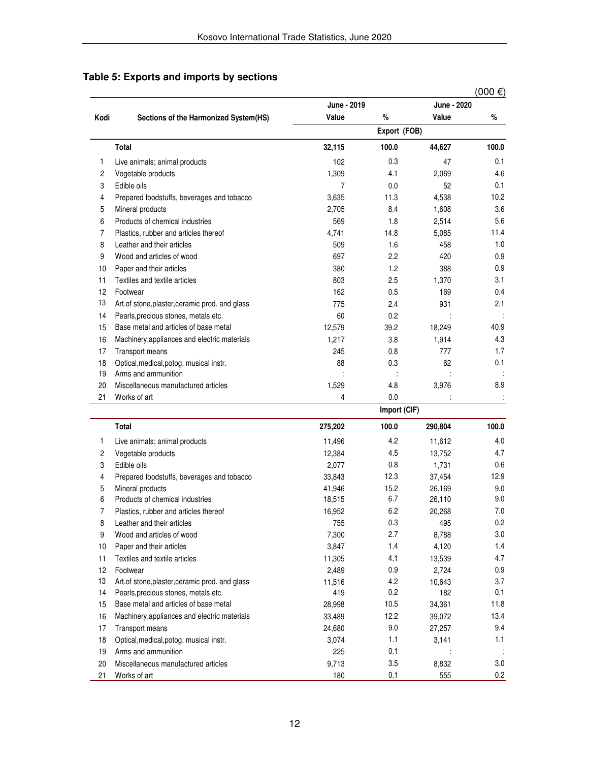## Table 5: Exports and imports by sections

(000 €)

| Kodi | Sections of the Harmonized System(HS) | June - 2019 | | June - 2020 | |
|---|---|---|---|---|---|
| | | Value | % | Value | % |
| | | Export (FOB) | | | |
| | **Total** | **32,115** | **100.0** | **44,627** | **100.0** |
| 1 | Live animals; animal products | 102 | 0.3 | 47 | 0.1 |
| 2 | Vegetable products | 1,309 | 4.1 | 2,069 | 4.6 |
| 3 | Edible oils | 7 | 0.0 | 52 | 0.1 |
| 4 | Prepared foodstuffs, beverages and tobacco | 3,635 | 11.3 | 4,538 | 10.2 |
| 5 | Mineral products | 2,705 | 8.4 | 1,608 | 3.6 |
| 6 | Products of chemical industries | 569 | 1.8 | 2,514 | 5.6 |
| 7 | Plastics, rubber and articles thereof | 4,741 | 14.8 | 5,085 | 11.4 |
| 8 | Leather and their articles | 509 | 1.6 | 458 | 1.0 |
| 9 | Wood and articles of wood | 697 | 2.2 | 420 | 0.9 |
| 10 | Paper and their articles | 380 | 1.2 | 388 | 0.9 |
| 11 | Textiles and textile articles | 803 | 2.5 | 1,370 | 3.1 |
| 12 | Footwear | 162 | 0.5 | 169 | 0.4 |
| 13 | Art.of stone,plaster,ceramic prod. and glass | 775 | 2.4 | 931 | 2.1 |
| 14 | Pearls,precious stones, metals etc. | 60 | 0.2 | : | : |
| 15 | Base metal and articles of base metal | 12,579 | 39.2 | 18,249 | 40.9 |
| 16 | Machinery,appliances and electric materials | 1,217 | 3.8 | 1,914 | 4.3 |
| 17 | Transport means | 245 | 0.8 | 777 | 1.7 |
| 18 | Optical,medical,potog. musical instr. | 88 | 0.3 | 62 | 0.1 |
| 19 | Arms and ammunition | : | : | : | : |
| 20 | Miscellaneous manufactured articles | 1,529 | 4.8 | 3,976 | 8.9 |
| 21 | Works of art | 4 | 0.0 | : | : |
| | | Import (CIF) | | | |
| | **Total** | **275,202** | **100.0** | **290,804** | **100.0** |
| 1 | Live animals; animal products | 11,496 | 4.2 | 11,612 | 4.0 |
| 2 | Vegetable products | 12,384 | 4.5 | 13,752 | 4.7 |
| 3 | Edible oils | 2,077 | 0.8 | 1,731 | 0.6 |
| 4 | Prepared foodstuffs, beverages and tobacco | 33,843 | 12.3 | 37,454 | 12.9 |
| 5 | Mineral products | 41,946 | 15.2 | 26,169 | 9.0 |
| 6 | Products of chemical industries | 18,515 | 6.7 | 26,110 | 9.0 |
| 7 | Plastics, rubber and articles thereof | 16,952 | 6.2 | 20,268 | 7.0 |
| 8 | Leather and their articles | 755 | 0.3 | 495 | 0.2 |
| 9 | Wood and articles of wood | 7,300 | 2.7 | 8,788 | 3.0 |
| 10 | Paper and their articles | 3,847 | 1.4 | 4,120 | 1.4 |
| 11 | Textiles and textile articles | 11,305 | 4.1 | 13,539 | 4.7 |
| 12 | Footwear | 2,489 | 0.9 | 2,724 | 0.9 |
| 13 | Art.of stone,plaster,ceramic prod. and glass | 11,516 | 4.2 | 10,643 | 3.7 |
| 14 | Pearls,precious stones, metals etc. | 419 | 0.2 | 182 | 0.1 |
| 15 | Base metal and articles of base metal | 28,998 | 10.5 | 34,361 | 11.8 |
| 16 | Machinery,appliances and electric materials | 33,489 | 12.2 | 39,072 | 13.4 |
| 17 | Transport means | 24,680 | 9.0 | 27,257 | 9.4 |
| 18 | Optical,medical,potog. musical instr. | 3,074 | 1.1 | 3,141 | 1.1 |
| 19 | Arms and ammunition | 225 | 0.1 | : | : |
| 20 | Miscellaneous manufactured articles | 9,713 | 3.5 | 8,832 | 3.0 |
| 21 | Works of art | 180 | 0.1 | 555 | 0.2 |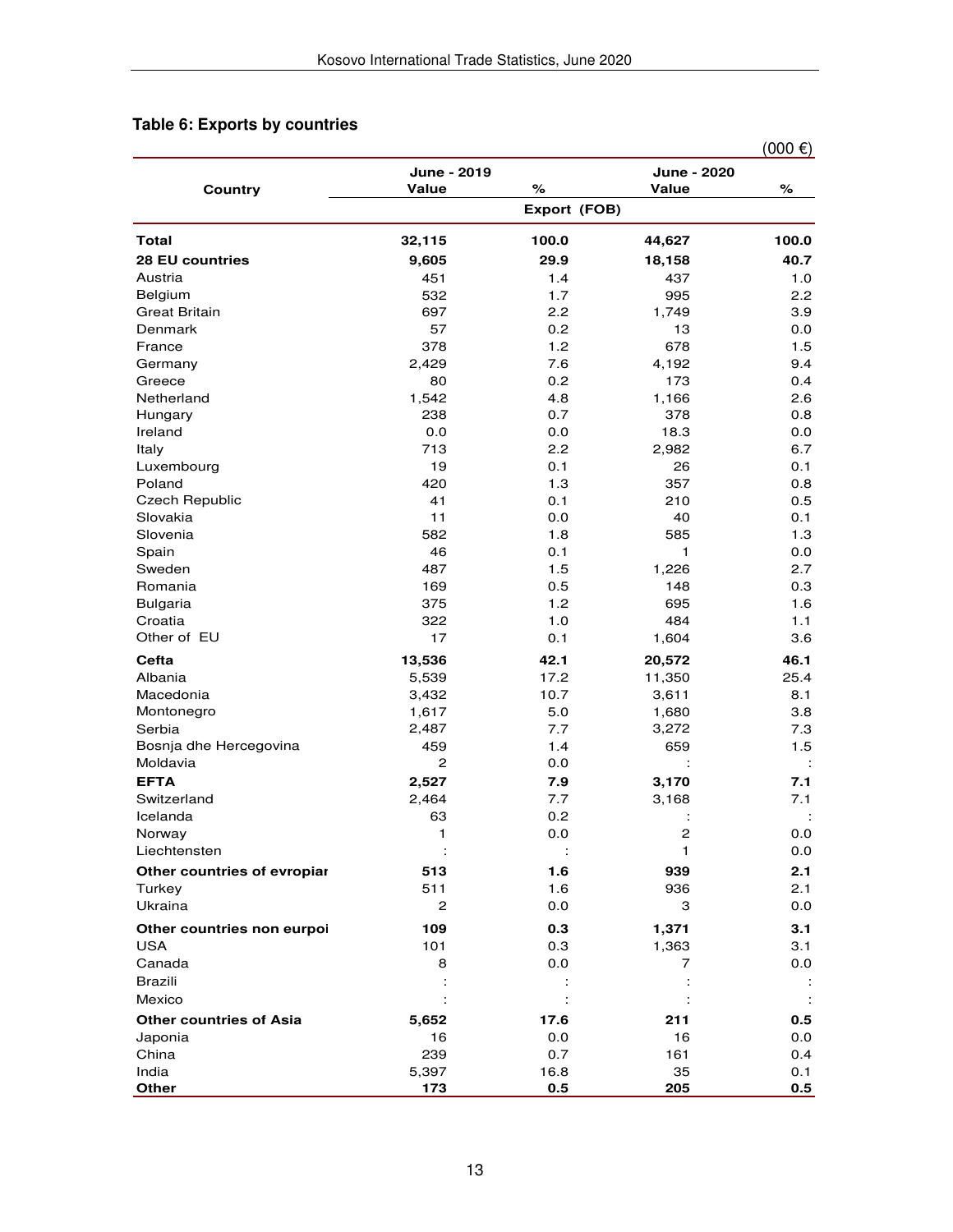## Table 6: Exports by countries

(000 €)

| Country | June - 2019 Value | % | June - 2020 Value | % |
|---|---|---|---|---|
| | Export (FOB) | | | |
| **Total** | **32,115** | **100.0** | **44,627** | **100.0** |
| **28 EU countries** | **9,605** | **29.9** | **18,158** | **40.7** |
| Austria | 451 | 1.4 | 437 | 1.0 |
| Belgium | 532 | 1.7 | 995 | 2.2 |
| Great Britain | 697 | 2.2 | 1,749 | 3.9 |
| Denmark | 57 | 0.2 | 13 | 0.0 |
| France | 378 | 1.2 | 678 | 1.5 |
| Germany | 2,429 | 7.6 | 4,192 | 9.4 |
| Greece | 80 | 0.2 | 173 | 0.4 |
| Netherland | 1,542 | 4.8 | 1,166 | 2.6 |
| Hungary | 238 | 0.7 | 378 | 0.8 |
| Ireland | 0.0 | 0.0 | 18.3 | 0.0 |
| Italy | 713 | 2.2 | 2,982 | 6.7 |
| Luxembourg | 19 | 0.1 | 26 | 0.1 |
| Poland | 420 | 1.3 | 357 | 0.8 |
| Czech Republic | 41 | 0.1 | 210 | 0.5 |
| Slovakia | 11 | 0.0 | 40 | 0.1 |
| Slovenia | 582 | 1.8 | 585 | 1.3 |
| Spain | 46 | 0.1 | 1 | 0.0 |
| Sweden | 487 | 1.5 | 1,226 | 2.7 |
| Romania | 169 | 0.5 | 148 | 0.3 |
| Bulgaria | 375 | 1.2 | 695 | 1.6 |
| Croatia | 322 | 1.0 | 484 | 1.1 |
| Other of EU | 17 | 0.1 | 1,604 | 3.6 |
| **Cefta** | **13,536** | **42.1** | **20,572** | **46.1** |
| Albania | 5,539 | 17.2 | 11,350 | 25.4 |
| Macedonia | 3,432 | 10.7 | 3,611 | 8.1 |
| Montonegro | 1,617 | 5.0 | 1,680 | 3.8 |
| Serbia | 2,487 | 7.7 | 3,272 | 7.3 |
| Bosnja dhe Hercegovina | 459 | 1.4 | 659 | 1.5 |
| Moldavia | 2 | 0.0 | : | : |
| **EFTA** | **2,527** | **7.9** | **3,170** | **7.1** |
| Switzerland | 2,464 | 7.7 | 3,168 | 7.1 |
| Icelanda | 63 | 0.2 | : | : |
| Norway | 1 | 0.0 | 2 | 0.0 |
| Liechtensten | : | : | 1 | 0.0 |
| **Other countries of evropiar** | **513** | **1.6** | **939** | **2.1** |
| Turkey | 511 | 1.6 | 936 | 2.1 |
| Ukraina | 2 | 0.0 | 3 | 0.0 |
| **Other countries non eurpoi** | **109** | **0.3** | **1,371** | **3.1** |
| USA | 101 | 0.3 | 1,363 | 3.1 |
| Canada | 8 | 0.0 | 7 | 0.0 |
| Brazili | : | : | : | : |
| Mexico | : | : | : | : |
| **Other countries of Asia** | **5,652** | **17.6** | **211** | **0.5** |
| Japonia | 16 | 0.0 | 16 | 0.0 |
| China | 239 | 0.7 | 161 | 0.4 |
| India | 5,397 | 16.8 | 35 | 0.1 |
| **Other** | **173** | **0.5** | **205** | **0.5** |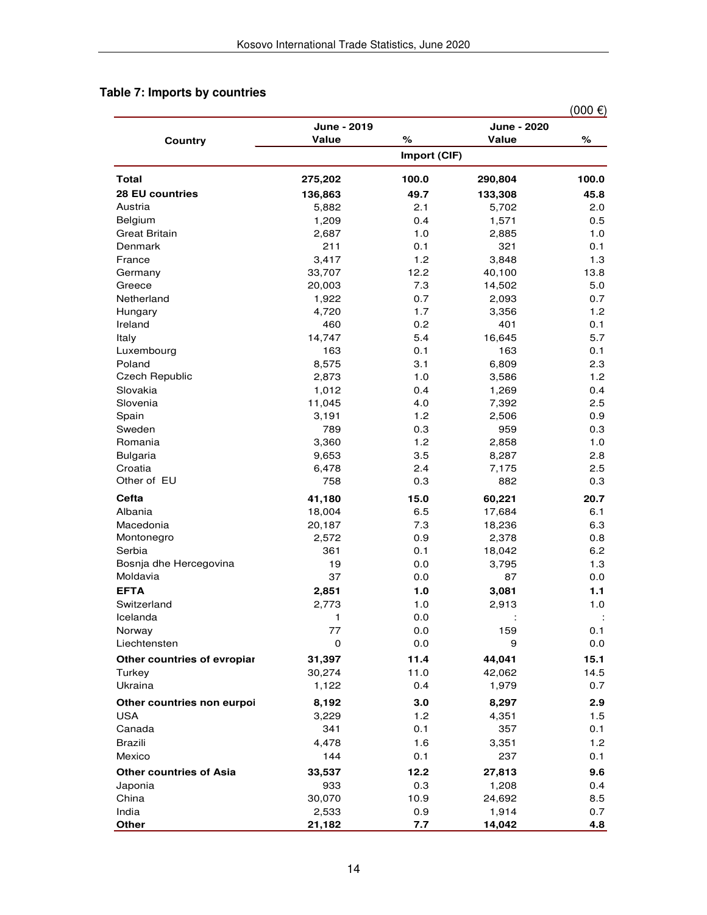## Table 7: Imports by countries

(000 €)

| Country | June - 2019 Value | % | June - 2020 Value | % |
|---|---|---|---|---|
| | Import (CIF) | | | |
| **Total** | **275,202** | **100.0** | **290,804** | **100.0** |
| **28 EU countries** | **136,863** | **49.7** | **133,308** | **45.8** |
| Austria | 5,882 | 2.1 | 5,702 | 2.0 |
| Belgium | 1,209 | 0.4 | 1,571 | 0.5 |
| Great Britain | 2,687 | 1.0 | 2,885 | 1.0 |
| Denmark | 211 | 0.1 | 321 | 0.1 |
| France | 3,417 | 1.2 | 3,848 | 1.3 |
| Germany | 33,707 | 12.2 | 40,100 | 13.8 |
| Greece | 20,003 | 7.3 | 14,502 | 5.0 |
| Netherland | 1,922 | 0.7 | 2,093 | 0.7 |
| Hungary | 4,720 | 1.7 | 3,356 | 1.2 |
| Ireland | 460 | 0.2 | 401 | 0.1 |
| Italy | 14,747 | 5.4 | 16,645 | 5.7 |
| Luxembourg | 163 | 0.1 | 163 | 0.1 |
| Poland | 8,575 | 3.1 | 6,809 | 2.3 |
| Czech Republic | 2,873 | 1.0 | 3,586 | 1.2 |
| Slovakia | 1,012 | 0.4 | 1,269 | 0.4 |
| Slovenia | 11,045 | 4.0 | 7,392 | 2.5 |
| Spain | 3,191 | 1.2 | 2,506 | 0.9 |
| Sweden | 789 | 0.3 | 959 | 0.3 |
| Romania | 3,360 | 1.2 | 2,858 | 1.0 |
| Bulgaria | 9,653 | 3.5 | 8,287 | 2.8 |
| Croatia | 6,478 | 2.4 | 7,175 | 2.5 |
| Other of EU | 758 | 0.3 | 882 | 0.3 |
| **Cefta** | **41,180** | **15.0** | **60,221** | **20.7** |
| Albania | 18,004 | 6.5 | 17,684 | 6.1 |
| Macedonia | 20,187 | 7.3 | 18,236 | 6.3 |
| Montonegro | 2,572 | 0.9 | 2,378 | 0.8 |
| Serbia | 361 | 0.1 | 18,042 | 6.2 |
| Bosnja dhe Hercegovina | 19 | 0.0 | 3,795 | 1.3 |
| Moldavia | 37 | 0.0 | 87 | 0.0 |
| **EFTA** | **2,851** | **1.0** | **3,081** | **1.1** |
| Switzerland | 2,773 | 1.0 | 2,913 | 1.0 |
| Icelanda | 1 | 0.0 | : | : |
| Norway | 77 | 0.0 | 159 | 0.1 |
| Liechtensten | 0 | 0.0 | 9 | 0.0 |
| **Other countries of evropiar** | **31,397** | **11.4** | **44,041** | **15.1** |
| Turkey | 30,274 | 11.0 | 42,062 | 14.5 |
| Ukraina | 1,122 | 0.4 | 1,979 | 0.7 |
| **Other countries non eurpoi** | **8,192** | **3.0** | **8,297** | **2.9** |
| USA | 3,229 | 1.2 | 4,351 | 1.5 |
| Canada | 341 | 0.1 | 357 | 0.1 |
| Brazili | 4,478 | 1.6 | 3,351 | 1.2 |
| Mexico | 144 | 0.1 | 237 | 0.1 |
| **Other countries of Asia** | **33,537** | **12.2** | **27,813** | **9.6** |
| Japonia | 933 | 0.3 | 1,208 | 0.4 |
| China | 30,070 | 10.9 | 24,692 | 8.5 |
| India | 2,533 | 0.9 | 1,914 | 0.7 |
| **Other** | **21,182** | **7.7** | **14,042** | **4.8** |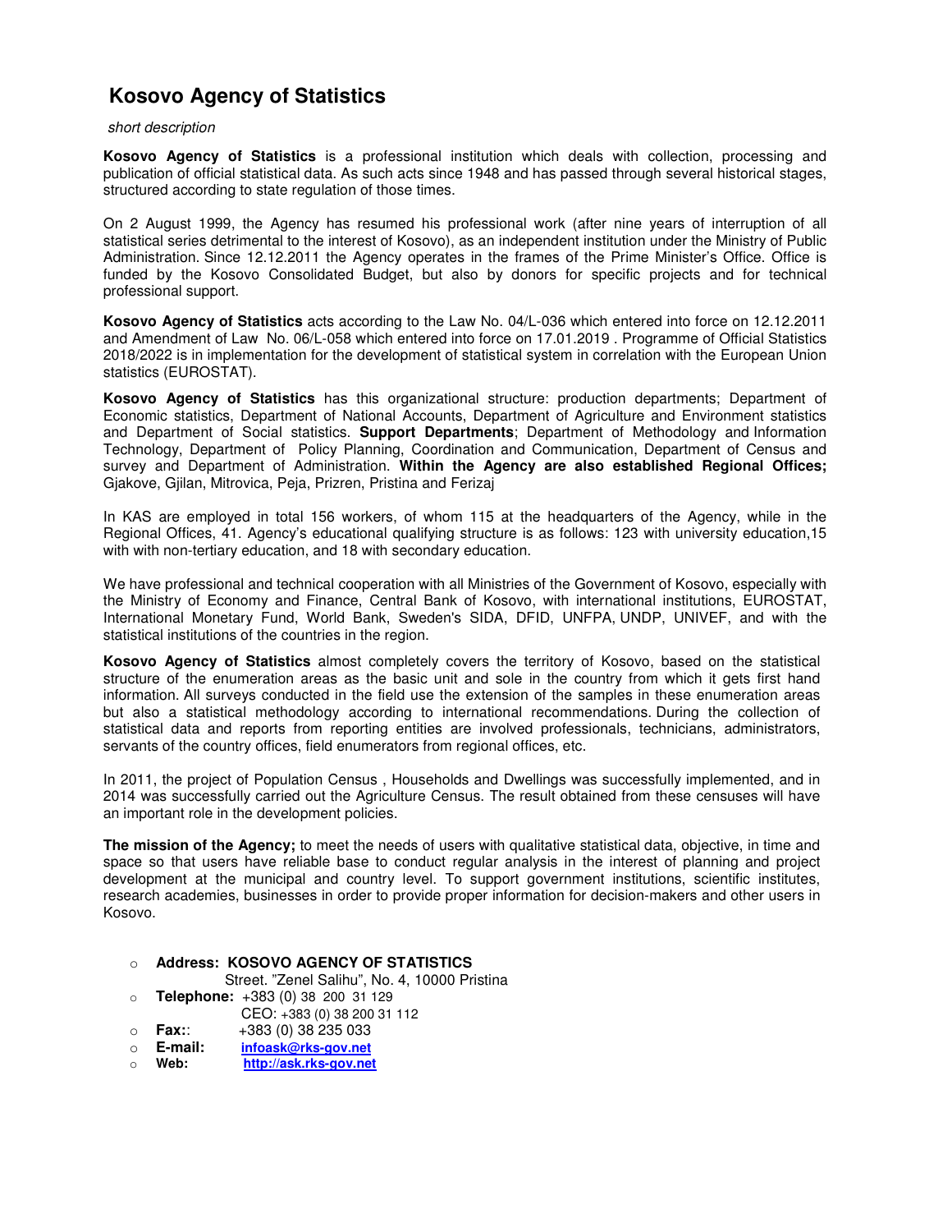# Kosovo Agency of Statistics

*short description*

**Kosovo Agency of Statistics** is a professional institution which deals with collection, processing and publication of official statistical data. As such acts since 1948 and has passed through several historical stages, structured according to state regulation of those times.

On 2 August 1999, the Agency has resumed his professional work (after nine years of interruption of all statistical series detrimental to the interest of Kosovo), as an independent institution under the Ministry of Public Administration. Since 12.12.2011 the Agency operates in the frames of the Prime Minister's Office. Office is funded by the Kosovo Consolidated Budget, but also by donors for specific projects and for technical professional support.

**Kosovo Agency of Statistics** acts according to the Law No. 04/L-036 which entered into force on 12.12.2011 and Amendment of Law No. 06/L-058 which entered into force on 17.01.2019 . Programme of Official Statistics 2018/2022 is in implementation for the development of statistical system in correlation with the European Union statistics (EUROSTAT).

**Kosovo Agency of Statistics** has this organizational structure: production departments; Department of Economic statistics, Department of National Accounts, Department of Agriculture and Environment statistics and Department of Social statistics. **Support Departments**; Department of Methodology and Information Technology, Department of Policy Planning, Coordination and Communication, Department of Census and survey and Department of Administration. **Within the Agency are also established Regional Offices;** Gjakove, Gjilan, Mitrovica, Peja, Prizren, Pristina and Ferizaj

In KAS are employed in total 156 workers, of whom 115 at the headquarters of the Agency, while in the Regional Offices, 41. Agency's educational qualifying structure is as follows: 123 with university education,15 with with non-tertiary education, and 18 with secondary education.

We have professional and technical cooperation with all Ministries of the Government of Kosovo, especially with the Ministry of Economy and Finance, Central Bank of Kosovo, with international institutions, EUROSTAT, International Monetary Fund, World Bank, Sweden's SIDA, DFID, UNFPA, UNDP, UNIVEF, and with the statistical institutions of the countries in the region.

**Kosovo Agency of Statistics** almost completely covers the territory of Kosovo, based on the statistical structure of the enumeration areas as the basic unit and sole in the country from which it gets first hand information. All surveys conducted in the field use the extension of the samples in these enumeration areas but also a statistical methodology according to international recommendations. During the collection of statistical data and reports from reporting entities are involved professionals, technicians, administrators, servants of the country offices, field enumerators from regional offices, etc.

In 2011, the project of Population Census , Households and Dwellings was successfully implemented, and in 2014 was successfully carried out the Agriculture Census. The result obtained from these censuses will have an important role in the development policies.

**The mission of the Agency;** to meet the needs of users with qualitative statistical data, objective, in time and space so that users have reliable base to conduct regular analysis in the interest of planning and project development at the municipal and country level. To support government institutions, scientific institutes, research academies, businesses in order to provide proper information for decision-makers and other users in Kosovo.

- **Address: KOSOVO AGENCY OF STATISTICS**
  Street. "Zenel Salihu", No. 4, 10000 Pristina
- **Telephone:** +383 (0) 38 200 31 129
  CEO: +383 (0) 38 200 31 112
- **Fax:**: +383 (0) 38 235 033
- **E-mail:** infoask@rks-gov.net
- **Web:** http://ask.rks-gov.net